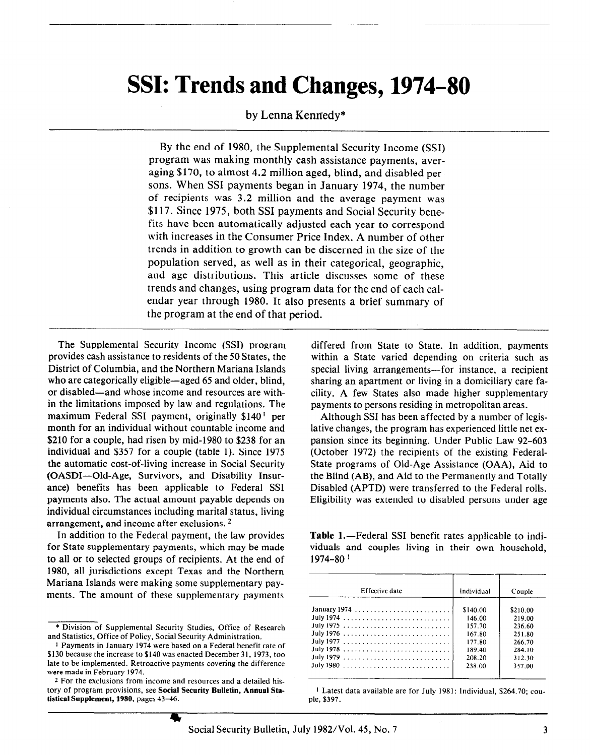# SSI: Trends and Changes, 1974–80

by Lenna Kennedy*

By the end of 1980, the Supplemental Security Income (SSI) program was making monthly cash assistance payments, averaging \$170, to almost 4.2 million aged, blind, and disabled persons. When SSI payments began in January 1974, the number of recipients was 3.2 million and the average payment was \$117. Since 1975, both SSI payments and Social Security benefits have been automatically adjusted each year to correspond with increases in the Consumer Price Index. A number of other trends in addition to growth can be discerned in the size of the population served, as well as in their categorical, geographic, and age distributions. This article discusses some of these trends and changes, using program data for the end of each calendar year through 1980. It also presents a brief summary of the program at the end of that period.

The Supplemental Security Income (SSI) program provides cash assistance to residents of the 50 States, the District of Columbia, and the Northern Mariana Islands who are categorically eligible—aged 65 and older, blind, or disabled—and whose income and resources are within the limitations imposed by law and regulations. The maximum Federal SSI payment, originally \$140[1] per month for an individual without countable income and \$210 for a couple, had risen by mid-1980 to \$238 for an individual and \$357 for a couple (table 1). Since 1975 the automatic cost-of-living increase in Social Security (OASDI—Old-Age, Survivors, and Disability Insurance) benefits has been applicable to Federal SSI payments also. The actual amount payable depends on individual circumstances including marital status, living arrangement, and income after exclusions.[2]

In addition to the Federal payment, the law provides for State supplementary payments, which may be made to all or to selected groups of recipients. At the end of 1980, all jurisdictions except Texas and the Northern Mariana Islands were making some supplementary payments. The amount of these supplementary payments differed from State to State. In addition, payments within a State varied depending on criteria such as special living arrangements—for instance, a recipient sharing an apartment or living in a domiciliary care facility. A few States also made higher supplementary payments to persons residing in metropolitan areas.

Although SSI has been affected by a number of legislative changes, the program has experienced little net expansion since its beginning. Under Public Law 92-603 (October 1972) the recipients of the existing Federal-State programs of Old-Age Assistance (OAA), Aid to the Blind (AB), and Aid to the Permanently and Totally Disabled (APTD) were transferred to the Federal rolls. Eligibility was extended to disabled persons under age

**Table 1.**—Federal SSI benefit rates applicable to individuals and couples living in their own household, 1974–80 [1]

| Effective date | Individual | Couple |
|---|---|---|
| January 1974 | \$140.00 | \$210.00 |
| July 1974 | 146.00 | 219.00 |
| July 1975 | 157.70 | 236.60 |
| July 1976 | 167.80 | 251.80 |
| July 1977 | 177.80 | 266.70 |
| July 1978 | 189.40 | 284.10 |
| July 1979 | 208.20 | 312.30 |
| July 1980 | 238.00 | 357.00 |

[1] Latest data available are for July 1981: Individual, \$264.70; couple, \$397.

---

\* Division of Supplemental Security Studies, Office of Research and Statistics, Office of Policy, Social Security Administration.

[1] Payments in January 1974 were based on a Federal benefit rate of \$130 because the increase to \$140 was enacted December 31, 1973, too late to be implemented. Retroactive payments covering the difference were made in February 1974.

[2] For the exclusions from income and resources and a detailed history of program provisions, see **Social Security Bulletin, Annual Statistical Supplement, 1980**, pages 43–46.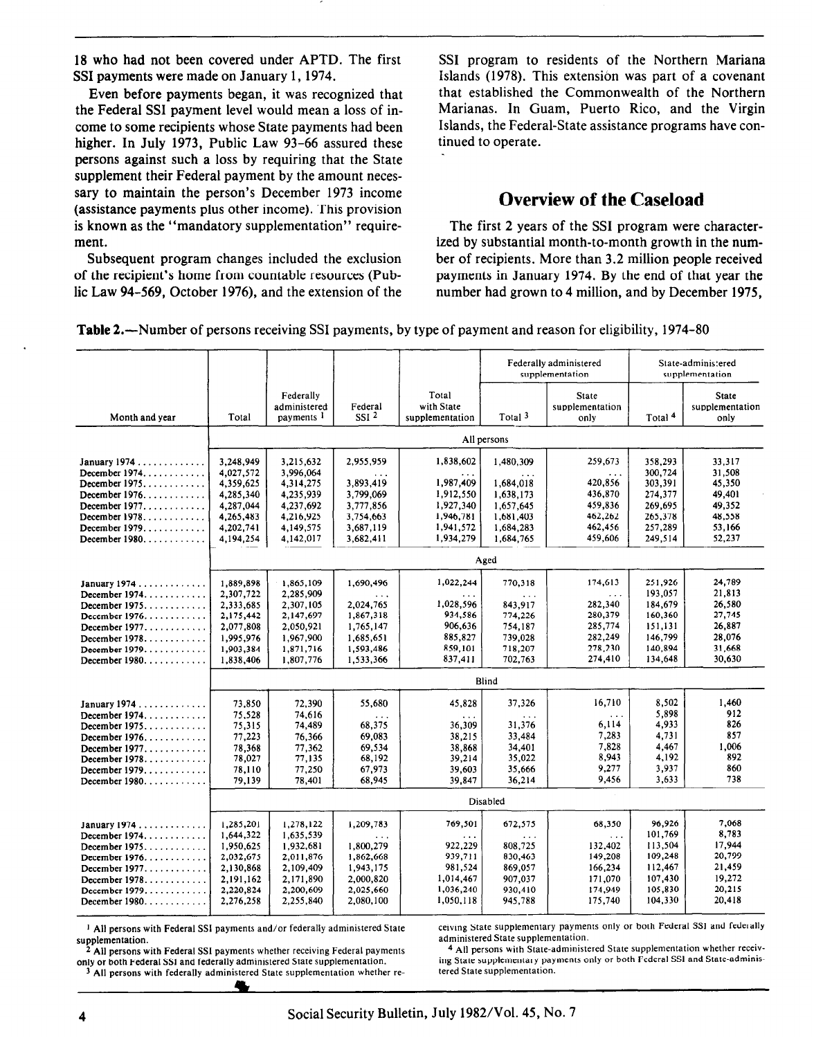18 who had not been covered under APTD. The first SSI payments were made on January 1, 1974.

Even before payments began, it was recognized that the Federal SSI payment level would mean a loss of income to some recipients whose State payments had been higher. In July 1973, Public Law 93-66 assured these persons against such a loss by requiring that the State supplement their Federal payment by the amount necessary to maintain the person's December 1973 income (assistance payments plus other income). This provision is known as the "mandatory supplementation" requirement.

Subsequent program changes included the exclusion of the recipient's home from countable resources (Public Law 94-569, October 1976), and the extension of the SSI program to residents of the Northern Mariana Islands (1978). This extension was part of a covenant that established the Commonwealth of the Northern Marianas. In Guam, Puerto Rico, and the Virgin Islands, the Federal-State assistance programs have continued to operate.

## Overview of the Caseload

The first 2 years of the SSI program were characterized by substantial month-to-month growth in the number of recipients. More than 3.2 million people received payments in January 1974. By the end of that year the number had grown to 4 million, and by December 1975,

**Table 2.**—Number of persons receiving SSI payments, by type of payment and reason for eligibility, 1974–80

| Month and year | Total | Federally administered payments [1] | Federal SSI [2] | Total with State supplementation | Federally administered supplementation | | State-administered supplementation | |
|---|---|---|---|---|---|---|---|---|
| | | | | | Total [3] | State supplementation only | Total [4] | State supplementation only |
| **All persons** | | | | | | | | |
| January 1974 | 3,248,949 | 3,215,632 | 2,955,959 | 1,838,602 | 1,480,309 | 259,673 | 358,293 | 33,317 |
| December 1974 | 4,027,572 | 3,996,064 | . . . | . . . | . . . | . . . | 300,724 | 31,508 |
| December 1975 | 4,359,625 | 4,314,275 | 3,893,419 | 1,987,409 | 1,684,018 | 420,856 | 303,391 | 45,350 |
| December 1976 | 4,285,340 | 4,235,939 | 3,799,069 | 1,912,550 | 1,638,173 | 436,870 | 274,377 | 49,401 |
| December 1977 | 4,287,044 | 4,237,692 | 3,777,856 | 1,927,340 | 1,657,645 | 459,836 | 269,695 | 49,352 |
| December 1978 | 4,265,483 | 4,216,925 | 3,754,663 | 1,946,781 | 1,681,403 | 462,262 | 265,378 | 48,558 |
| December 1979 | 4,202,741 | 4,149,575 | 3,687,119 | 1,941,572 | 1,684,283 | 462,456 | 257,289 | 53,166 |
| December 1980 | 4,194,254 | 4,142,017 | 3,682,411 | 1,934,279 | 1,684,765 | 459,606 | 249,514 | 52,237 |
| **Aged** | | | | | | | | |
| January 1974 | 1,889,898 | 1,865,109 | 1,690,496 | 1,022,244 | 770,318 | 174,613 | 251,926 | 24,789 |
| December 1974 | 2,307,722 | 2,285,909 | . . . | . . . | . . . | . . . | 193,057 | 21,813 |
| December 1975 | 2,333,685 | 2,307,105 | 2,024,765 | 1,028,596 | 843,917 | 282,340 | 184,679 | 26,580 |
| December 1976 | 2,175,442 | 2,147,697 | 1,867,318 | 934,586 | 774,226 | 280,379 | 160,360 | 27,745 |
| December 1977 | 2,077,808 | 2,050,921 | 1,765,147 | 906,636 | 754,187 | 285,774 | 151,131 | 26,887 |
| December 1978 | 1,995,976 | 1,967,900 | 1,685,651 | 885,827 | 739,028 | 282,249 | 146,799 | 28,076 |
| December 1979 | 1,903,384 | 1,871,716 | 1,593,486 | 859,101 | 718,207 | 278,230 | 140,894 | 31,668 |
| December 1980 | 1,838,406 | 1,807,776 | 1,533,366 | 837,411 | 702,763 | 274,410 | 134,648 | 30,630 |
| **Blind** | | | | | | | | |
| January 1974 | 73,850 | 72,390 | 55,680 | 45,828 | 37,326 | 16,710 | 8,502 | 1,460 |
| December 1974 | 75,528 | 74,616 | . . . | . . . | . . . | . . . | 5,898 | 912 |
| December 1975 | 75,315 | 74,489 | 68,375 | 36,309 | 31,376 | 6,114 | 4,933 | 826 |
| December 1976 | 77,223 | 76,366 | 69,083 | 38,215 | 33,484 | 7,283 | 4,731 | 857 |
| December 1977 | 78,368 | 77,362 | 69,534 | 38,868 | 34,401 | 7,828 | 4,467 | 1,006 |
| December 1978 | 78,027 | 77,135 | 68,192 | 39,214 | 35,022 | 8,943 | 4,192 | 892 |
| December 1979 | 78,110 | 77,250 | 67,973 | 39,603 | 35,666 | 9,277 | 3,937 | 860 |
| December 1980 | 79,139 | 78,401 | 68,945 | 39,847 | 36,214 | 9,456 | 3,633 | 738 |
| **Disabled** | | | | | | | | |
| January 1974 | 1,285,201 | 1,278,122 | 1,209,783 | 769,501 | 672,575 | 68,350 | 96,926 | 7,068 |
| December 1974 | 1,644,322 | 1,635,539 | . . . | . . . | . . . | . . . | 101,769 | 8,783 |
| December 1975 | 1,950,625 | 1,932,681 | 1,800,279 | 922,229 | 808,725 | 132,402 | 113,504 | 17,944 |
| December 1976 | 2,032,675 | 2,011,876 | 1,862,668 | 939,711 | 830,463 | 149,208 | 109,248 | 20,799 |
| December 1977 | 2,130,868 | 2,109,409 | 1,943,175 | 981,524 | 869,057 | 166,234 | 112,467 | 21,459 |
| December 1978 | 2,191,162 | 2,171,890 | 2,000,820 | 1,014,467 | 907,037 | 171,070 | 107,430 | 19,272 |
| December 1979 | 2,220,824 | 2,200,609 | 2,025,660 | 1,036,240 | 930,410 | 174,949 | 105,830 | 20,215 |
| December 1980 | 2,276,258 | 2,255,840 | 2,080,100 | 1,050,118 | 945,788 | 175,740 | 104,330 | 20,418 |

[1] All persons with Federal SSI payments and/or federally administered State supplementation.

[2] All persons with Federal SSI payments whether receiving Federal payments only or both Federal SSI and federally administered State supplementation.

[3] All persons with federally administered State supplementation whether receiving State supplementary payments only or both Federal SSI and federally administered State supplementation.

[4] All persons with State-administered State supplementation whether receiving State supplementary payments only or both Federal SSI and State-administered State supplementation.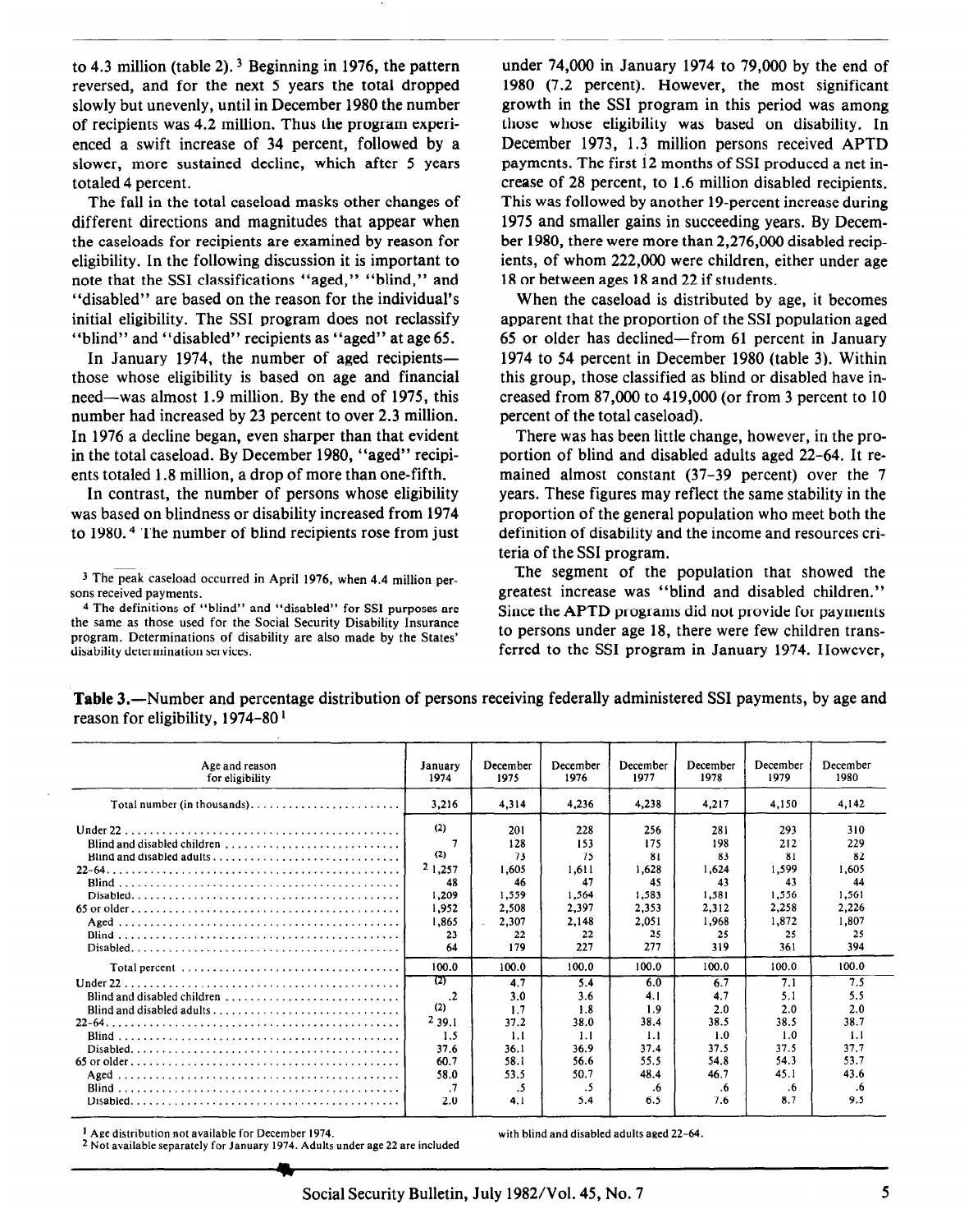to 4.3 million (table 2).[3] Beginning in 1976, the pattern reversed, and for the next 5 years the total dropped slowly but unevenly, until in December 1980 the number of recipients was 4.2 million. Thus the program experienced a swift increase of 34 percent, followed by a slower, more sustained decline, which after 5 years totaled 4 percent.

The fall in the total caseload masks other changes of different directions and magnitudes that appear when the caseloads for recipients are examined by reason for eligibility. In the following discussion it is important to note that the SSI classifications "aged," "blind," and "disabled" are based on the reason for the individual's initial eligibility. The SSI program does not reclassify "blind" and "disabled" recipients as "aged" at age 65.

In January 1974, the number of aged recipients—those whose eligibility is based on age and financial need—was almost 1.9 million. By the end of 1975, this number had increased by 23 percent to over 2.3 million. In 1976 a decline began, even sharper than that evident in the total caseload. By December 1980, "aged" recipients totaled 1.8 million, a drop of more than one-fifth.

In contrast, the number of persons whose eligibility was based on blindness or disability increased from 1974 to 1980.[4] The number of blind recipients rose from just under 74,000 in January 1974 to 79,000 by the end of 1980 (7.2 percent). However, the most significant growth in the SSI program in this period was among those whose eligibility was based on disability. In December 1973, 1.3 million persons received APTD payments. The first 12 months of SSI produced a net increase of 28 percent, to 1.6 million disabled recipients. This was followed by another 19-percent increase during 1975 and smaller gains in succeeding years. By December 1980, there were more than 2,276,000 disabled recipients, of whom 222,000 were children, either under age 18 or between ages 18 and 22 if students.

When the caseload is distributed by age, it becomes apparent that the proportion of the SSI population aged 65 or older has declined—from 61 percent in January 1974 to 54 percent in December 1980 (table 3). Within this group, those classified as blind or disabled have increased from 87,000 to 419,000 (or from 3 percent to 10 percent of the total caseload).

There was has been little change, however, in the proportion of blind and disabled adults aged 22–64. It remained almost constant (37–39 percent) over the 7 years. These figures may reflect the same stability in the proportion of the general population who meet both the definition of disability and the income and resources criteria of the SSI program.

The segment of the population that showed the greatest increase was "blind and disabled children." Since the APTD programs did not provide for payments to persons under age 18, there were few children transferred to the SSI program in January 1974. However,

[3] The peak caseload occurred in April 1976, when 4.4 million persons received payments.

[4] The definitions of "blind" and "disabled" for SSI purposes are the same as those used for the Social Security Disability Insurance program. Determinations of disability are also made by the States' disability determination services.

**Table 3.**—Number and percentage distribution of persons receiving federally administered SSI payments, by age and reason for eligibility, 1974–80[1]

| Age and reason for eligibility | January 1974 | December 1975 | December 1976 | December 1977 | December 1978 | December 1979 | December 1980 |
|---|---|---|---|---|---|---|---|
| Total number (in thousands) | 3,216 | 4,314 | 4,236 | 4,238 | 4,217 | 4,150 | 4,142 |
| Under 22 | (2) | 201 | 228 | 256 | 281 | 293 | 310 |
| Blind and disabled children | 7 | 128 | 153 | 175 | 198 | 212 | 229 |
| Blind and disabled adults | (2) | 73 | 75 | 81 | 83 | 81 | 82 |
| 22–64 | [2] 1,257 | 1,605 | 1,611 | 1,628 | 1,624 | 1,599 | 1,605 |
| Blind | 48 | 46 | 47 | 45 | 43 | 43 | 44 |
| Disabled | 1,209 | 1,559 | 1,564 | 1,583 | 1,581 | 1,556 | 1,561 |
| 65 or older | 1,952 | 2,508 | 2,397 | 2,353 | 2,312 | 2,258 | 2,226 |
| Aged | 1,865 | 2,307 | 2,148 | 2,051 | 1,968 | 1,872 | 1,807 |
| Blind | 23 | 22 | 22 | 25 | 25 | 25 | 25 |
| Disabled | 64 | 179 | 227 | 277 | 319 | 361 | 394 |
| Total percent | 100.0 | 100.0 | 100.0 | 100.0 | 100.0 | 100.0 | 100.0 |
| Under 22 | (2) | 4.7 | 5.4 | 6.0 | 6.7 | 7.1 | 7.5 |
| Blind and disabled children | .2 | 3.0 | 3.6 | 4.1 | 4.7 | 5.1 | 5.5 |
| Blind and disabled adults | (2) | 1.7 | 1.8 | 1.9 | 2.0 | 2.0 | 2.0 |
| 22–64 | [2] 39.1 | 37.2 | 38.0 | 38.4 | 38.5 | 38.5 | 38.7 |
| Blind | 1.5 | 1.1 | 1.1 | 1.1 | 1.0 | 1.0 | 1.1 |
| Disabled | 37.6 | 36.1 | 36.9 | 37.4 | 37.5 | 37.5 | 37.7 |
| 65 or older | 60.7 | 58.1 | 56.6 | 55.5 | 54.8 | 54.3 | 53.7 |
| Aged | 58.0 | 53.5 | 50.7 | 48.4 | 46.7 | 45.1 | 43.6 |
| Blind | .7 | .5 | .5 | .6 | .6 | .6 | .6 |
| Disabled | 2.0 | 4.1 | 5.4 | 6.5 | 7.6 | 8.7 | 9.5 |

[1] Age distribution not available for December 1974.

[2] Not available separately for January 1974. Adults under age 22 are included with blind and disabled adults aged 22–64.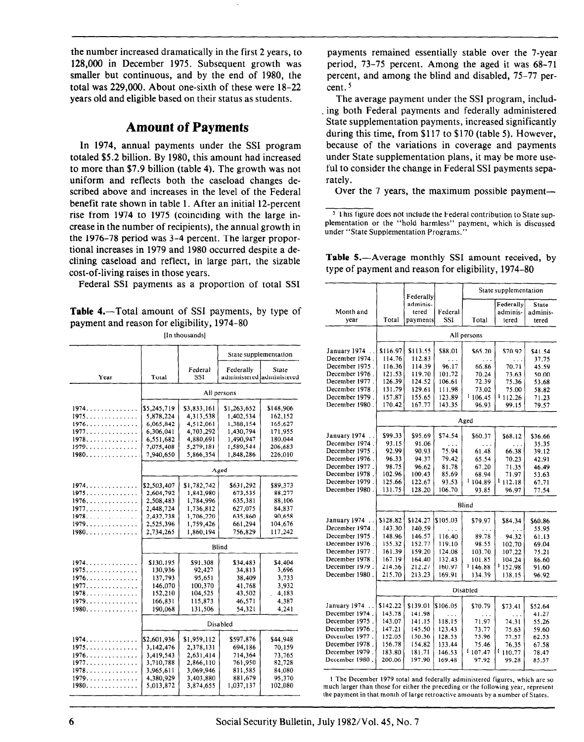the number increased dramatically in the first 2 years, to 128,000 in December 1975. Subsequent growth was smaller but continuous, and by the end of 1980, the total was 229,000. About one-sixth of these were 18-22 years old and eligible based on their status as students.

## Amount of Payments

In 1974, annual payments under the SSI program totaled \$5.2 billion. By 1980, this amount had increased to more than \$7.9 billion (table 4). The growth was not uniform and reflects both the caseload changes described above and increases in the level of the Federal benefit rate shown in table 1. After an initial 12-percent rise from 1974 to 1975 (coinciding with the large increase in the number of recipients), the annual growth in the 1976-78 period was 3-4 percent. The larger proportional increases in 1979 and 1980 occurred despite a declining caseload and reflect, in large part, the sizable cost-of-living raises in those years.

Federal SSI payments as a proportion of total SSI payments remained essentially stable over the 7-year period, 73-75 percent. Among the aged it was 68-71 percent, and among the blind and disabled, 75-77 percent.[5]

The average payment under the SSI program, including both Federal payments and federally administered State supplementation payments, increased significantly during this time, from \$117 to \$170 (table 5). However, because of the variations in coverage and payments under State supplementation plans, it may be more useful to consider the change in Federal SSI payments separately.

Over the 7 years, the maximum possible payment—

**Table 4.**—Total amount of SSI payments, by type of payment and reason for eligibility, 1974-80

[In thousands]

| Year | Total | Federal SSI | State supplementation: Federally administered | State supplementation: State administered |
|---|---|---|---|---|
| | **All persons** | | | |
| 1974 | \$5,245,719 | \$3,833,161 | \$1,263,652 | \$148,906 |
| 1975 | 5,878,224 | 4,313,538 | 1,402,534 | 162,152 |
| 1976 | 6,065,842 | 4,512,061 | 1,388,154 | 165,627 |
| 1977 | 6,306,041 | 4,703,292 | 1,430,794 | 171,955 |
| 1978 | 6,551,682 | 4,880,691 | 1,490,947 | 180,044 |
| 1979 | 7,075,408 | 5,279,181 | 1,589,544 | 206,683 |
| 1980 | 7,940,650 | 5,866,354 | 1,848,286 | 226,010 |
| | **Aged** | | | |
| 1974 | \$2,503,407 | \$1,782,742 | \$631,292 | \$89,373 |
| 1975 | 2,604,792 | 1,842,980 | 673,535 | 88,277 |
| 1976 | 2,508,483 | 1,784,996 | 635,381 | 88,106 |
| 1977 | 2,448,724 | 1,736,812 | 627,075 | 84,837 |
| 1978 | 2,432,738 | 1,706,220 | 635,860 | 90,658 |
| 1979 | 2,525,396 | 1,759,426 | 661,294 | 104,676 |
| 1980 | 2,734,265 | 1,860,194 | 756,829 | 117,242 |
| | **Blind** | | | |
| 1974 | \$130,195 | \$91,308 | \$34,483 | \$4,404 |
| 1975 | 130,936 | 92,427 | 34,813 | 3,696 |
| 1976 | 137,793 | 95,651 | 38,409 | 3,733 |
| 1977 | 146,070 | 100,370 | 41,768 | 3,932 |
| 1978 | 152,210 | 104,525 | 43,502 | 4,183 |
| 1979 | 166,831 | 115,873 | 46,571 | 4,387 |
| 1980 | 190,068 | 131,506 | 54,321 | 4,241 |
| | **Disabled** | | | |
| 1974 | \$2,601,936 | \$1,959,112 | \$597,876 | \$44,948 |
| 1975 | 3,142,476 | 2,378,131 | 694,186 | 70,159 |
| 1976 | 3,419,543 | 2,631,414 | 714,364 | 73,765 |
| 1977 | 3,710,788 | 2,866,110 | 761,950 | 82,728 |
| 1978 | 3,965,611 | 3,069,946 | 811,585 | 84,080 |
| 1979 | 4,380,929 | 3,403,880 | 881,679 | 95,370 |
| 1980 | 5,013,872 | 3,874,655 | 1,037,137 | 102,080 |

[5] This figure does not include the Federal contribution to State supplementation or the "hold harmless" payment, which is discussed under "State Supplementation Programs."

**Table 5.**—Average monthly SSI amount received, by type of payment and reason for eligibility, 1974-80

| Month and year | Total | Federally administered payments | Federal SSI | State supplementation: Total | State supplementation: Federally administered | State supplementation: State administered |
|---|---|---|---|---|---|---|
| | | | **All persons** | | | |
| January 1974 | \$116.97 | \$113.55 | \$88.01 | \$65.20 | \$70.92 | \$41.54 |
| December 1974 | 114.76 | 112.83 | ... | ... | ... | 37.75 |
| December 1975 | 116.36 | 114.39 | 96.17 | 66.86 | 70.71 | 45.59 |
| December 1976 | 121.53 | 119.70 | 101.72 | 70.24 | 73.63 | 50.00 |
| December 1977 | 126.39 | 124.52 | 106.61 | 72.39 | 75.36 | 53.68 |
| December 1978 | 131.79 | 129.61 | 111.98 | 73.02 | 75.00 | 58.82 |
| December 1979 | 157.87 | 155.65 | 123.89 | [1] 106.45 | [1] 112.26 | 71.23 |
| December 1980 | 170.42 | 167.77 | 143.35 | 96.93 | 99.15 | 79.57 |
| | | | **Aged** | | | |
| January 1974 | \$99.33 | \$95.69 | \$74.54 | \$60.37 | \$68.12 | \$36.66 |
| December 1974 | 93.15 | 91.06 | ... | ... | ... | 35.35 |
| December 1975 | 92.99 | 90.93 | 75.94 | 61.48 | 66.38 | 39.12 |
| December 1976 | 96.33 | 94.37 | 79.42 | 65.54 | 70.23 | 42.91 |
| December 1977 | 98.75 | 96.62 | 81.78 | 67.20 | 71.35 | 46.49 |
| December 1978 | 102.96 | 100.43 | 85.69 | 68.94 | 71.97 | 53.63 |
| December 1979 | 125.66 | 122.67 | 93.53 | [1] 104.89 | [1] 112.18 | 67.71 |
| December 1980 | 131.75 | 128.20 | 106.70 | 93.85 | 96.97 | 77.54 |
| | | | **Blind** | | | |
| January 1974 | \$128.82 | \$124.27 | \$105.03 | \$79.97 | \$84.34 | \$60.86 |
| December 1974 | 143.30 | 140.59 | ... | ... | ... | 55.95 |
| December 1975 | 148.96 | 146.57 | 116.40 | 89.78 | 94.32 | 61.13 |
| December 1976 | 155.32 | 152.77 | 119.10 | 98.55 | 102.70 | 69.04 |
| December 1977 | 161.39 | 159.20 | 124.08 | 103.70 | 107.22 | 75.21 |
| December 1978 | 167.19 | 164.40 | 132.43 | 101.85 | 104.24 | 86.60 |
| December 1979 | 214.56 | 212.27 | 160.97 | [1] 146.88 | [1] 152.98 | 91.60 |
| December 1980 | 215.70 | 213.23 | 169.91 | 134.39 | 138.15 | 96.92 |
| | | | **Disabled** | | | |
| January 1974 | \$142.22 | \$139.01 | \$106.05 | \$70.79 | \$73.41 | \$52.64 |
| December 1974 | 143.78 | 141.98 | ... | ... | ... | 41.27 |
| December 1975 | 143.07 | 141.15 | 118.15 | 71.97 | 74.31 | 55.26 |
| December 1976 | 147.21 | 145.50 | 123.43 | 73.77 | 75.63 | 59.60 |
| December 1977 | 152.05 | 150.36 | 128.53 | 75.96 | 77.57 | 62.53 |
| December 1978 | 156.78 | 154.82 | 133.44 | 75.46 | 76.35 | 67.58 |
| December 1979 | 183.80 | 181.71 | 146.53 | [1] 107.47 | [1] 110.77 | 78.47 |
| December 1980 | 200.06 | 197.90 | 169.48 | 97.92 | 99.28 | 85.57 |

[1] The December 1979 total and federally administered figures, which are so much larger than those for either the preceding or the following year, represent the payment in that month of large retroactive amounts by a number of States.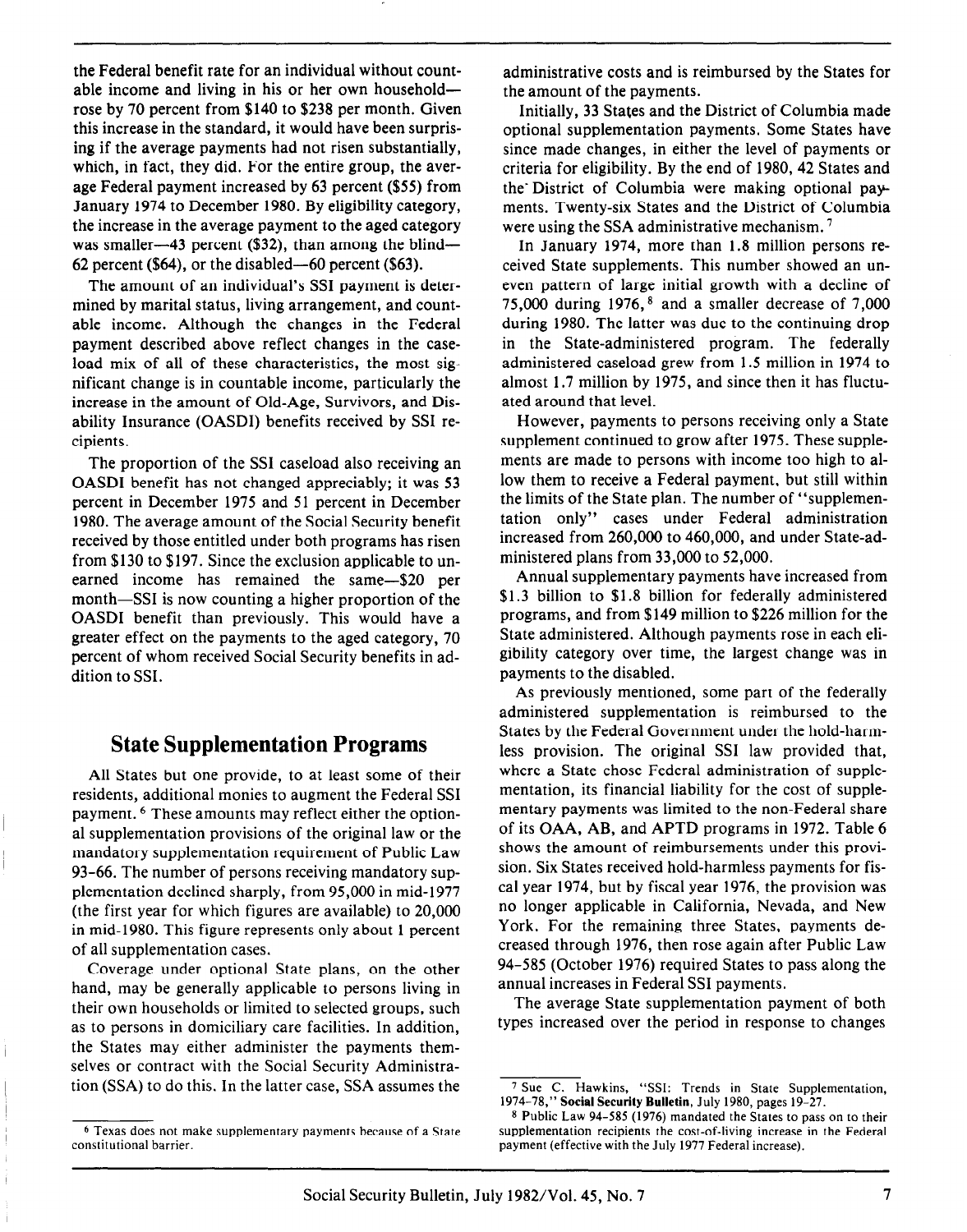the Federal benefit rate for an individual without countable income and living in his or her own household—rose by 70 percent from $140 to $238 per month. Given this increase in the standard, it would have been surprising if the average payments had not risen substantially, which, in fact, they did. For the entire group, the average Federal payment increased by 63 percent ($55) from January 1974 to December 1980. By eligibility category, the increase in the average payment to the aged category was smaller—43 percent ($32), than among the blind—62 percent ($64), or the disabled—60 percent ($63).

The amount of an individual's SSI payment is determined by marital status, living arrangement, and countable income. Although the changes in the Federal payment described above reflect changes in the caseload mix of all of these characteristics, the most significant change is in countable income, particularly the increase in the amount of Old-Age, Survivors, and Disability Insurance (OASDI) benefits received by SSI recipients.

The proportion of the SSI caseload also receiving an OASDI benefit has not changed appreciably; it was 53 percent in December 1975 and 51 percent in December 1980. The average amount of the Social Security benefit received by those entitled under both programs has risen from $130 to $197. Since the exclusion applicable to unearned income has remained the same—$20 per month—SSI is now counting a higher proportion of the OASDI benefit than previously. This would have a greater effect on the payments to the aged category, 70 percent of whom received Social Security benefits in addition to SSI.

## State Supplementation Programs

All States but one provide, to at least some of their residents, additional monies to augment the Federal SSI payment.[6] These amounts may reflect either the optional supplementation provisions of the original law or the mandatory supplementation requirement of Public Law 93-66. The number of persons receiving mandatory supplementation declined sharply, from 95,000 in mid-1977 (the first year for which figures are available) to 20,000 in mid-1980. This figure represents only about 1 percent of all supplementation cases.

Coverage under optional State plans, on the other hand, may be generally applicable to persons living in their own households or limited to selected groups, such as to persons in domiciliary care facilities. In addition, the States may either administer the payments themselves or contract with the Social Security Administration (SSA) to do this. In the latter case, SSA assumes the administrative costs and is reimbursed by the States for the amount of the payments.

Initially, 33 States and the District of Columbia made optional supplementation payments. Some States have since made changes, in either the level of payments or criteria for eligibility. By the end of 1980, 42 States and the District of Columbia were making optional payments. Twenty-six States and the District of Columbia were using the SSA administrative mechanism.[7]

In January 1974, more than 1.8 million persons received State supplements. This number showed an uneven pattern of large initial growth with a decline of 75,000 during 1976,[8] and a smaller decrease of 7,000 during 1980. The latter was due to the continuing drop in the State-administered program. The federally administered caseload grew from 1.5 million in 1974 to almost 1.7 million by 1975, and since then it has fluctuated around that level.

However, payments to persons receiving only a State supplement continued to grow after 1975. These supplements are made to persons with income too high to allow them to receive a Federal payment, but still within the limits of the State plan. The number of "supplementation only" cases under Federal administration increased from 260,000 to 460,000, and under State-administered plans from 33,000 to 52,000.

Annual supplementary payments have increased from $1.3 billion to $1.8 billion for federally administered programs, and from $149 million to $226 million for the State administered. Although payments rose in each eligibility category over time, the largest change was in payments to the disabled.

As previously mentioned, some part of the federally administered supplementation is reimbursed to the States by the Federal Government under the hold-harmless provision. The original SSI law provided that, where a State chose Federal administration of supplementation, its financial liability for the cost of supplementary payments was limited to the non-Federal share of its OAA, AB, and APTD programs in 1972. Table 6 shows the amount of reimbursements under this provision. Six States received hold-harmless payments for fiscal year 1974, but by fiscal year 1976, the provision was no longer applicable in California, Nevada, and New York. For the remaining three States, payments decreased through 1976, then rose again after Public Law 94-585 (October 1976) required States to pass along the annual increases in Federal SSI payments.

The average State supplementation payment of both types increased over the period in response to changes

---

[6] Texas does not make supplementary payments because of a State constitutional barrier.

[7] Sue C. Hawkins, "SSI: Trends in State Supplementation, 1974-78," **Social Security Bulletin**, July 1980, pages 19-27.

[8] Public Law 94-585 (1976) mandated the States to pass on to their supplementation recipients the cost-of-living increase in the Federal payment (effective with the July 1977 Federal increase).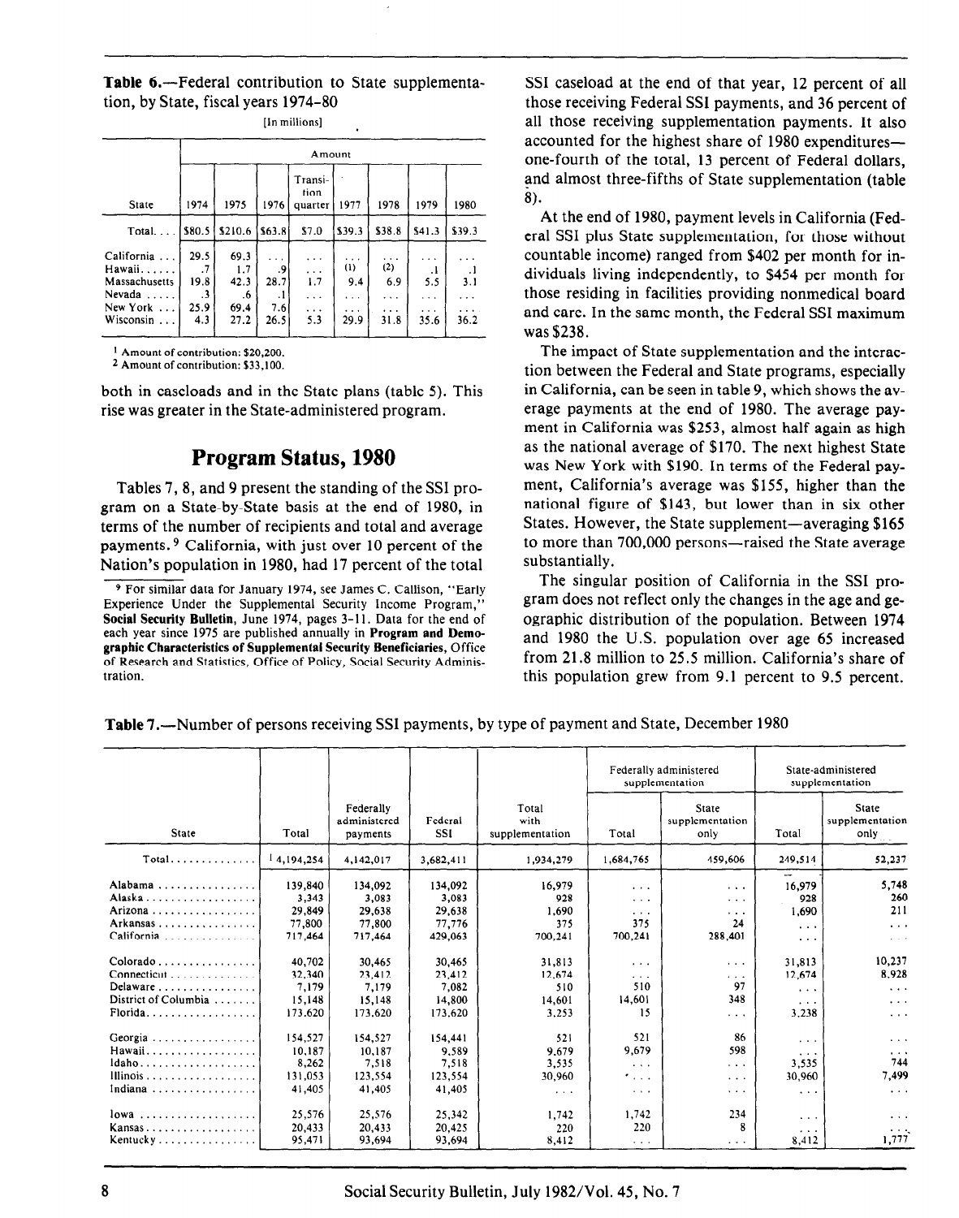**Table 6.**—Federal contribution to State supplementation, by State, fiscal years 1974–80

[In millions]

| State | Amount | | | | | | | |
|---|---|---|---|---|---|---|---|---|
| | 1974 | 1975 | 1976 | Transition quarter | 1977 | 1978 | 1979 | 1980 |
| Total.... | $80.5 | $210.6 | $63.8 | $7.0 | $39.3 | $38.8 | $41.3 | $39.3 |
| California ... | 29.5 | 69.3 | ... | ... | ... | ... | ... | ... |
| Hawaii...... | .7 | 1.7 | .9 | ... | (1) | (2) | .1 | .1 |
| Massachusetts | 19.8 | 42.3 | 28.7 | 1.7 | 9.4 | 6.9 | 5.5 | 3.1 |
| Nevada ..... | .3 | .6 | .1 | ... | ... | ... | ... | ... |
| New York ... | 25.9 | 69.4 | 7.6 | ... | ... | ... | ... | ... |
| Wisconsin ... | 4.3 | 27.2 | 26.5 | 5.3 | 29.9 | 31.8 | 35.6 | 36.2 |

[1] Amount of contribution: $20,200.
[2] Amount of contribution: $33,100.

both in caseloads and in the State plans (table 5). This rise was greater in the State-administered program.

## Program Status, 1980

Tables 7, 8, and 9 present the standing of the SSI program on a State-by-State basis at the end of 1980, in terms of the number of recipients and total and average payments.[9] California, with just over 10 percent of the Nation's population in 1980, had 17 percent of the total SSI caseload at the end of that year, 12 percent of all those receiving Federal SSI payments, and 36 percent of all those receiving supplementation payments. It also accounted for the highest share of 1980 expenditures—one-fourth of the total, 13 percent of Federal dollars, and almost three-fifths of State supplementation (table 8).

[9] For similar data for January 1974, see James C. Callison, "Early Experience Under the Supplemental Security Income Program," **Social Security Bulletin**, June 1974, pages 3–11. Data for the end of each year since 1975 are published annually in **Program and Demographic Characteristics of Supplemental Security Beneficiaries**, Office of Research and Statistics, Office of Policy, Social Security Administration.

At the end of 1980, payment levels in California (Federal SSI plus State supplementation, for those without countable income) ranged from $402 per month for individuals living independently, to $454 per month for those residing in facilities providing nonmedical board and care. In the same month, the Federal SSI maximum was $238.

The impact of State supplementation and the interaction between the Federal and State programs, especially in California, can be seen in table 9, which shows the average payments at the end of 1980. The average payment in California was $253, almost half again as high as the national average of $170. The next highest State was New York with $190. In terms of the Federal payment, California's average was $155, higher than the national figure of $143, but lower than in six other States. However, the State supplement—averaging $165 to more than 700,000 persons—raised the State average substantially.

The singular position of California in the SSI program does not reflect only the changes in the age and geographic distribution of the population. Between 1974 and 1980 the U.S. population over age 65 increased from 21.8 million to 25.5 million. California's share of this population grew from 9.1 percent to 9.5 percent.

**Table 7.**—Number of persons receiving SSI payments, by type of payment and State, December 1980

| State | Total | Federally administered payments | Federal SSI | Total with supplementation | Federally administered supplementation | | State-administered supplementation | |
|---|---|---|---|---|---|---|---|---|
| | | | | | Total | State supplementation only | Total | State supplementation only |
| Total.............. | [1] 4,194,254 | 4,142,017 | 3,682,411 | 1,934,279 | 1,684,765 | 459,606 | 249,514 | 52,237 |
| Alabama ................ | 139,840 | 134,092 | 134,092 | 16,979 | ... | ... | 16,979 | 5,748 |
| Alaska .................. | 3,343 | 3,083 | 3,083 | 928 | ... | ... | 928 | 260 |
| Arizona ................. | 29,849 | 29,638 | 29,638 | 1,690 | ... | ... | 1,690 | 211 |
| Arkansas ................ | 77,800 | 77,800 | 77,776 | 375 | 375 | 24 | ... | ... |
| California .............. | 717,464 | 717,464 | 429,063 | 700,241 | 700,241 | 288,401 | ... | ... |
| Colorado ................ | 40,702 | 30,465 | 30,465 | 31,813 | ... | ... | 31,813 | 10,237 |
| Connecticut ............. | 32,340 | 23,412 | 23,412 | 12,674 | ... | ... | 12,674 | 8,928 |
| Delaware ................ | 7,179 | 7,179 | 7,082 | 510 | 510 | 97 | ... | ... |
| District of Columbia ....... | 15,148 | 15,148 | 14,800 | 14,601 | 14,601 | 348 | ... | ... |
| Florida.................. | 173,620 | 173,620 | 173,620 | 3,253 | 15 | ... | 3,238 | ... |
| Georgia ................. | 154,527 | 154,527 | 154,441 | 521 | 521 | 86 | ... | ... |
| Hawaii.................. | 10,187 | 10,187 | 9,589 | 9,679 | 9,679 | 598 | ... | ... |
| Idaho................... | 8,262 | 7,518 | 7,518 | 3,535 | ... | ... | 3,535 | 744 |
| Illinois.................. | 131,053 | 123,554 | 123,554 | 30,960 | ... | ... | 30,960 | 7,499 |
| Indiana ................. | 41,405 | 41,405 | 41,405 | ... | ... | ... | ... | ... |
| Iowa .................... | 25,576 | 25,576 | 25,342 | 1,742 | 1,742 | 234 | ... | ... |
| Kansas.................. | 20,433 | 20,433 | 20,425 | 220 | 220 | 8 | ... | ... |
| Kentucky ................ | 95,471 | 93,694 | 93,694 | 8,412 | ... | ... | 8,412 | 1,777 |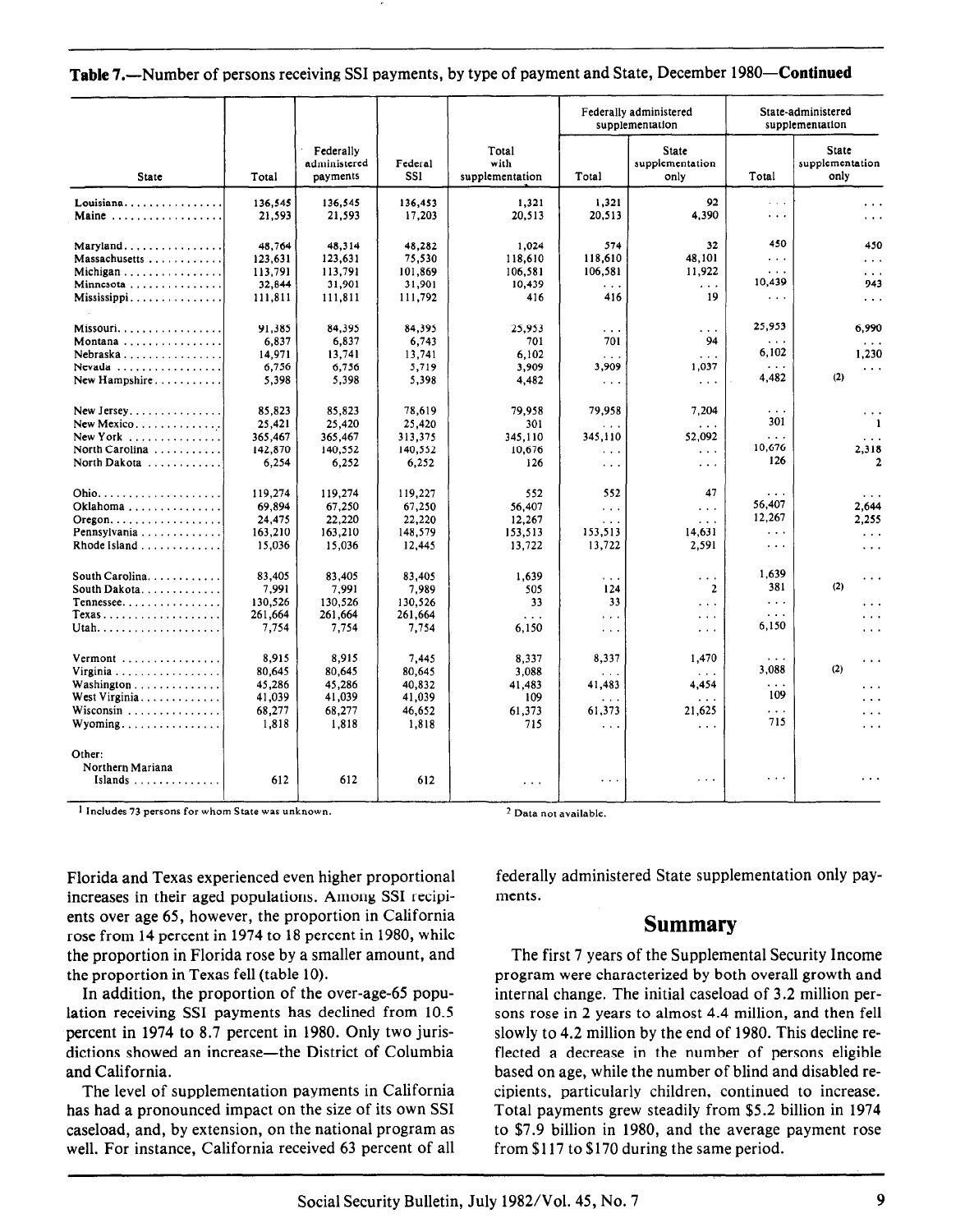**Table 7.**—Number of persons receiving SSI payments, by type of payment and State, December 1980—**Continued**

| State | Total | Federally administered payments | Federal SSI | Total with supplementation | Federally administered supplementation | | State-administered supplementation | |
|---|---|---|---|---|---|---|---|---|
| | | | | | Total | State supplementation only | Total | State supplementation only |
| Louisiana | 136,545 | 136,545 | 136,453 | 1,321 | 1,321 | 92 | ... | ... |
| Maine | 21,593 | 21,593 | 17,203 | 20,513 | 20,513 | 4,390 | ... | ... |
| Maryland | 48,764 | 48,314 | 48,282 | 1,024 | 574 | 32 | 450 | 450 |
| Massachusetts | 123,631 | 123,631 | 75,530 | 118,610 | 118,610 | 48,101 | ... | ... |
| Michigan | 113,791 | 113,791 | 101,869 | 106,581 | 106,581 | 11,922 | ... | ... |
| Minnesota | 32,844 | 31,901 | 31,901 | 10,439 | ... | ... | 10,439 | 943 |
| Mississippi | 111,811 | 111,811 | 111,792 | 416 | 416 | 19 | ... | ... |
| Missouri | 91,385 | 84,395 | 84,395 | 25,953 | ... | ... | 25,953 | 6,990 |
| Montana | 6,837 | 6,837 | 6,743 | 701 | 701 | 94 | ... | ... |
| Nebraska | 14,971 | 13,741 | 13,741 | 6,102 | ... | ... | 6,102 | 1,230 |
| Nevada | 6,756 | 6,756 | 5,719 | 3,909 | 3,909 | 1,037 | ... | ... |
| New Hampshire | 5,398 | 5,398 | 5,398 | 4,482 | ... | ... | 4,482 | (2) |
| New Jersey | 85,823 | 85,823 | 78,619 | 79,958 | 79,958 | 7,204 | ... | ... |
| New Mexico | 25,421 | 25,420 | 25,420 | 301 | ... | ... | 301 | 1 |
| New York | 365,467 | 365,467 | 313,375 | 345,110 | 345,110 | 52,092 | ... | ... |
| North Carolina | 142,870 | 140,552 | 140,552 | 10,676 | ... | ... | 10,676 | 2,318 |
| North Dakota | 6,254 | 6,252 | 6,252 | 126 | ... | ... | 126 | 2 |
| Ohio | 119,274 | 119,274 | 119,227 | 552 | 552 | 47 | ... | ... |
| Oklahoma | 69,894 | 67,250 | 67,250 | 56,407 | ... | ... | 56,407 | 2,644 |
| Oregon | 24,475 | 22,220 | 22,220 | 12,267 | ... | ... | 12,267 | 2,255 |
| Pennsylvania | 163,210 | 163,210 | 148,579 | 153,513 | 153,513 | 14,631 | ... | ... |
| Rhode Island | 15,036 | 15,036 | 12,445 | 13,722 | 13,722 | 2,591 | ... | ... |
| South Carolina | 83,405 | 83,405 | 83,405 | 1,639 | ... | ... | 1,639 | ... |
| South Dakota | 7,991 | 7,991 | 7,989 | 505 | 124 | 2 | 381 | (2) |
| Tennessee | 130,526 | 130,526 | 130,526 | 33 | 33 | ... | ... | ... |
| Texas | 261,664 | 261,664 | 261,664 | ... | ... | ... | ... | ... |
| Utah | 7,754 | 7,754 | 7,754 | 6,150 | ... | ... | 6,150 | ... |
| Vermont | 8,915 | 8,915 | 7,445 | 8,337 | 8,337 | 1,470 | ... | ... |
| Virginia | 80,645 | 80,645 | 80,645 | 3,088 | ... | ... | 3,088 | (2) |
| Washington | 45,286 | 45,286 | 40,832 | 41,483 | 41,483 | 4,454 | ... | ... |
| West Virginia | 41,039 | 41,039 | 41,039 | 109 | ... | ... | 109 | ... |
| Wisconsin | 68,277 | 68,277 | 46,652 | 61,373 | 61,373 | 21,625 | ... | ... |
| Wyoming | 1,818 | 1,818 | 1,818 | 715 | ... | ... | 715 | ... |
| Other: | | | | | | | | |
| Northern Mariana Islands | 612 | 612 | 612 | ... | ... | ... | ... | ... |

[1] Includes 73 persons for whom State was unknown.

[2] Data not available.

Florida and Texas experienced even higher proportional increases in their aged populations. Among SSI recipients over age 65, however, the proportion in California rose from 14 percent in 1974 to 18 percent in 1980, while the proportion in Florida rose by a smaller amount, and the proportion in Texas fell (table 10).

In addition, the proportion of the over-age-65 population receiving SSI payments has declined from 10.5 percent in 1974 to 8.7 percent in 1980. Only two jurisdictions showed an increase—the District of Columbia and California.

The level of supplementation payments in California has had a pronounced impact on the size of its own SSI caseload, and, by extension, on the national program as well. For instance, California received 63 percent of all federally administered State supplementation only payments.

## Summary

The first 7 years of the Supplemental Security Income program were characterized by both overall growth and internal change. The initial caseload of 3.2 million persons rose in 2 years to almost 4.4 million, and then fell slowly to 4.2 million by the end of 1980. This decline reflected a decrease in the number of persons eligible based on age, while the number of blind and disabled recipients, particularly children, continued to increase. Total payments grew steadily from $5.2 billion in 1974 to $7.9 billion in 1980, and the average payment rose from $117 to $170 during the same period.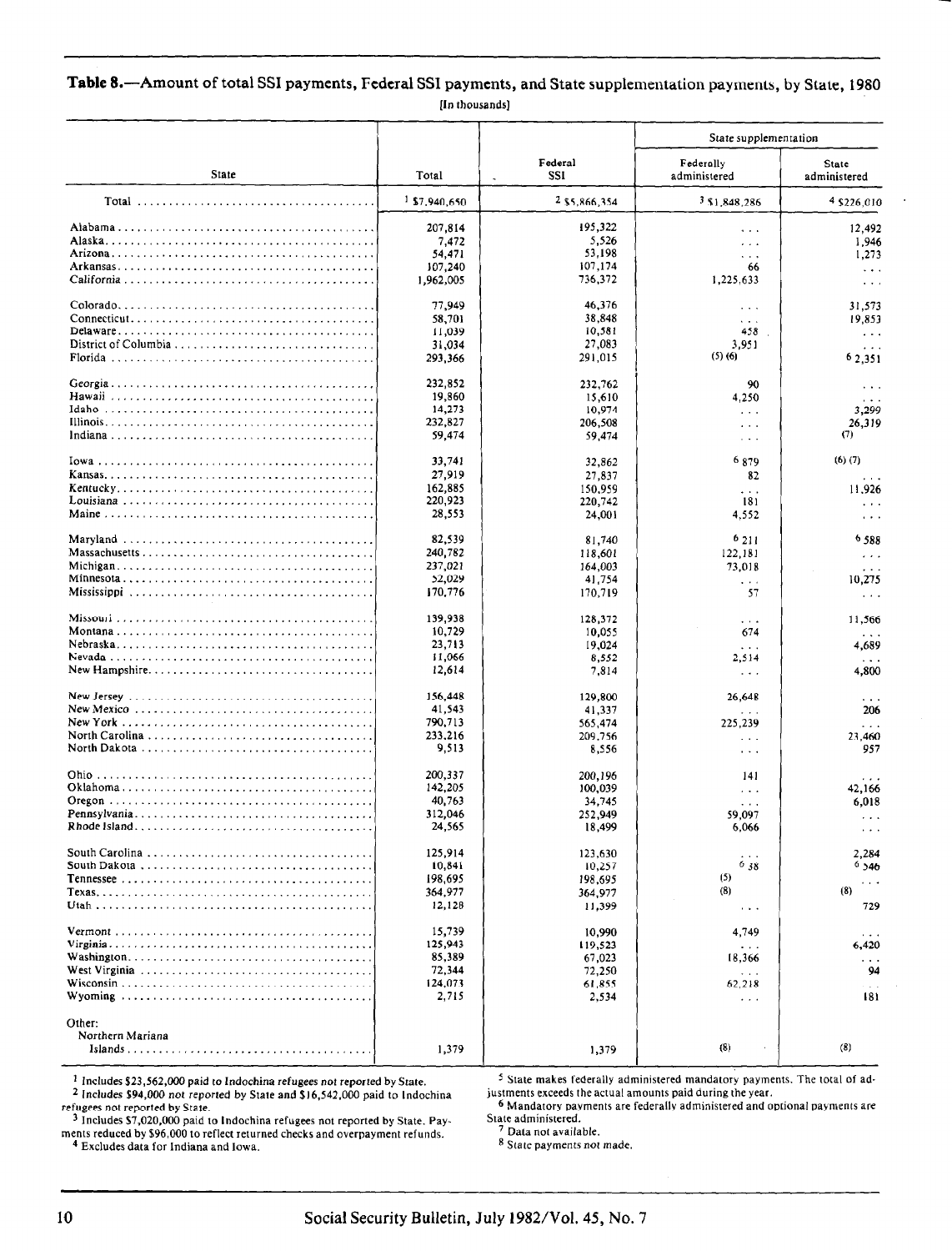**Table 8.—Amount of total SSI payments, Federal SSI payments, and State supplementation payments, by State, 1980**

[In thousands]

| State | Total | Federal SSI | State supplementation | |
|---|---|---|---|---|
| | | | Federally administered | State administered |
| Total | [1] $7,940,650 | [2] $5,866,354 | [3] $1,848,286 | [4] $226,010 |
| Alabama | 207,814 | 195,322 | ... | 12,492 |
| Alaska | 7,472 | 5,526 | ... | 1,946 |
| Arizona | 54,471 | 53,198 | ... | 1,273 |
| Arkansas | 107,240 | 107,174 | 66 | ... |
| California | 1,962,005 | 736,372 | 1,225,633 | ... |
| Colorado | 77,949 | 46,376 | ... | 31,573 |
| Connecticut | 58,701 | 38,848 | ... | 19,853 |
| Delaware | 11,039 | 10,581 | 458 | ... |
| District of Columbia | 31,034 | 27,083 | 3,951 | ... |
| Florida | 293,366 | 291,015 | (5) (6) | [6] 2,351 |
| Georgia | 232,852 | 232,762 | 90 | ... |
| Hawaii | 19,860 | 15,610 | 4,250 | ... |
| Idaho | 14,273 | 10,974 | ... | 3,299 |
| Illinois | 232,827 | 206,508 | ... | 26,319 |
| Indiana | 59,474 | 59,474 | ... | (7) |
| Iowa | 33,741 | 32,862 | [6] 879 | (6) (7) |
| Kansas | 27,919 | 27,837 | 82 | ... |
| Kentucky | 162,885 | 150,959 | ... | 11,926 |
| Louisiana | 220,923 | 220,742 | 181 | ... |
| Maine | 28,553 | 24,001 | 4,552 | ... |
| Maryland | 82,539 | 81,740 | [6] 211 | [6] 588 |
| Massachusetts | 240,782 | 118,601 | 122,181 | ... |
| Michigan | 237,021 | 164,003 | 73,018 | ... |
| Minnesota | 52,029 | 41,754 | ... | 10,275 |
| Mississippi | 170,776 | 170,719 | 57 | ... |
| Missouri | 139,938 | 128,372 | ... | 11,566 |
| Montana | 10,729 | 10,055 | 674 | ... |
| Nebraska | 23,713 | 19,024 | ... | 4,689 |
| Nevada | 11,066 | 8,552 | 2,514 | ... |
| New Hampshire | 12,614 | 7,814 | ... | 4,800 |
| New Jersey | 156,448 | 129,800 | 26,648 | ... |
| New Mexico | 41,543 | 41,337 | ... | 206 |
| New York | 790,713 | 565,474 | 225,239 | ... |
| North Carolina | 233,216 | 209,756 | ... | 23,460 |
| North Dakota | 9,513 | 8,556 | ... | 957 |
| Ohio | 200,337 | 200,196 | 141 | ... |
| Oklahoma | 142,205 | 100,039 | ... | 42,166 |
| Oregon | 40,763 | 34,745 | ... | 6,018 |
| Pennsylvania | 312,046 | 252,949 | 59,097 | ... |
| Rhode Island | 24,565 | 18,499 | 6,066 | ... |
| South Carolina | 125,914 | 123,630 | ... | 2,284 |
| South Dakota | 10,841 | 10,257 | [6] 38 | [6] 546 |
| Tennessee | 198,695 | 198,695 | (5) | ... |
| Texas | 364,977 | 364,977 | (8) | (8) |
| Utah | 12,128 | 11,399 | ... | 729 |
| Vermont | 15,739 | 10,990 | 4,749 | ... |
| Virginia | 125,943 | 119,523 | ... | 6,420 |
| Washington | 85,389 | 67,023 | 18,366 | ... |
| West Virginia | 72,344 | 72,250 | ... | 94 |
| Wisconsin | 124,073 | 61,855 | 62,218 | ... |
| Wyoming | 2,715 | 2,534 | ... | 181 |
| Other: | | | | |
| Northern Mariana Islands | 1,379 | 1,379 | (8) | (8) |

[1] Includes $23,562,000 paid to Indochina refugees not reported by State.

[2] Includes $94,000 not reported by State and $16,542,000 paid to Indochina refugees not reported by State.

[3] Includes $7,020,000 paid to Indochina refugees not reported by State. Payments reduced by $96,000 to reflect returned checks and overpayment refunds.

[4] Excludes data for Indiana and Iowa.

[5] State makes federally administered mandatory payments. The total of adjustments exceeds the actual amounts paid during the year.

[6] Mandatory payments are federally administered and optional payments are State administered.

[7] Data not available.

[8] State payments not made.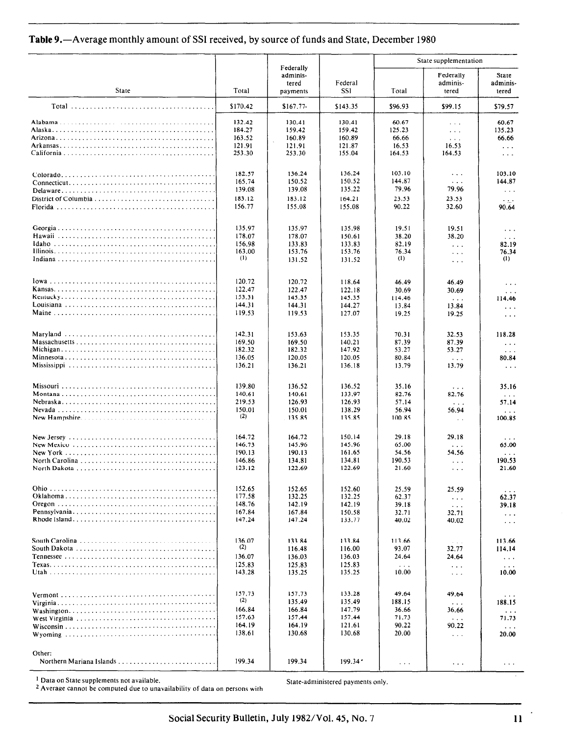**Table 9.**—Average monthly amount of SSI received, by source of funds and State, December 1980

| State | Total | Federally administered payments | Federal SSI | State supplementation | | |
|---|---|---|---|---|---|---|
| | | | | Total | Federally administered | State administered |
| Total | $170.42 | $167.77 | $143.35 | $96.93 | $99.15 | $79.57 |
| Alabama | 132.42 | 130.41 | 130.41 | 60.67 | ... | 60.67 |
| Alaska | 184.27 | 159.42 | 159.42 | 125.23 | ... | 135.23 |
| Arizona | 163.52 | 160.89 | 160.89 | 66.66 | ... | 66.66 |
| Arkansas | 121.91 | 121.91 | 121.87 | 16.53 | 16.53 | ... |
| California | 253.30 | 253.30 | 155.04 | 164.53 | 164.53 | ... |
| Colorado | 182.57 | 136.24 | 136.24 | 103.10 | ... | 103.10 |
| Connecticut | 165.74 | 150.52 | 150.52 | 144.87 | ... | 144.87 |
| Delaware | 139.08 | 139.08 | 135.22 | 79.96 | 79.96 | ... |
| District of Columbia | 183.12 | 183.12 | 164.21 | 23.53 | 23.53 | ... |
| Florida | 156.77 | 155.08 | 155.08 | 90.22 | 32.60 | 90.64 |
| Georgia | 135.97 | 135.97 | 135.98 | 19.51 | 19.51 | ... |
| Hawaii | 178.07 | 178.07 | 150.61 | 38.20 | 38.20 | ... |
| Idaho | 156.98 | 133.83 | 133.83 | 82.19 | ... | 82.19 |
| Illinois | 163.00 | 153.76 | 153.76 | 76.34 | ... | 76.34 |
| Indiana | (1) | 131.52 | 131.52 | (1) | ... | (1) |
| Iowa | 120.72 | 120.72 | 118.64 | 46.49 | 46.49 | ... |
| Kansas | 122.47 | 122.47 | 122.18 | 30.69 | 30.69 | ... |
| Kentucky | 153.31 | 145.35 | 145.35 | 114.46 | ... | 114.46 |
| Louisiana | 144.31 | 144.31 | 144.27 | 13.84 | 13.84 | ... |
| Maine | 119.53 | 119.53 | 127.07 | 19.25 | 19.25 | ... |
| Maryland | 142.31 | 153.63 | 153.35 | 70.31 | 32.53 | 118.28 |
| Massachusetts | 169.50 | 169.50 | 140.21 | 87.39 | 87.39 | ... |
| Michigan | 182.32 | 182.32 | 147.92 | 53.27 | 53.27 | ... |
| Minnesota | 136.05 | 120.05 | 120.05 | 80.84 | ... | 80.84 |
| Mississippi | 136.21 | 136.21 | 136.18 | 13.79 | 13.79 | ... |
| Missouri | 139.80 | 136.52 | 136.52 | 35.16 | ... | 35.16 |
| Montana | 140.61 | 140.61 | 133.97 | 82.76 | 82.76 | ... |
| Nebraska | 219.53 | 126.93 | 126.93 | 57.14 | ... | 57.14 |
| Nevada | 150.01 | 150.01 | 138.29 | 56.94 | 56.94 | ... |
| New Hampshire | (2) | 135.85 | 135.85 | 100.85 | ... | 100.85 |
| New Jersey | 164.72 | 164.72 | 150.14 | 29.18 | 29.18 | ... |
| New Mexico | 146.73 | 145.96 | 145.96 | 65.00 | ... | 65.00 |
| New York | 190.13 | 190.13 | 161.65 | 54.56 | 54.56 | ... |
| North Carolina | 146.86 | 134.81 | 134.81 | 190.53 | ... | 190.53 |
| North Dakota | 123.12 | 122.69 | 122.69 | 21.60 | ... | 21.60 |
| Ohio | 152.65 | 152.65 | 152.60 | 25.59 | 25.59 | ... |
| Oklahoma | 177.58 | 132.25 | 132.25 | 62.37 | ... | 62.37 |
| Oregon | 148.76 | 142.19 | 142.19 | 39.18 | ... | 39.18 |
| Pennsylvania | 167.84 | 167.84 | 150.58 | 32.71 | 32.71 | ... |
| Rhode Island | 147.24 | 147.24 | 133.77 | 40.02 | 40.02 | ... |
| South Carolina | 136.07 | 133.84 | 133.84 | 113.66 | ... | 113.66 |
| South Dakota | (2) | 116.48 | 116.00 | 93.07 | 32.77 | 114.14 |
| Tennessee | 136.07 | 136.03 | 136.03 | 24.64 | 24.64 | ... |
| Texas | 125.83 | 125.83 | 125.83 | ... | ... | ... |
| Utah | 143.28 | 135.25 | 135.25 | 10.00 | ... | 10.00 |
| Vermont | 157.73 | 157.73 | 133.28 | 49.64 | 49.64 | ... |
| Virginia | (2) | 135.49 | 135.49 | 188.15 | ... | 188.15 |
| Washington | 166.84 | 166.84 | 147.79 | 36.66 | 36.66 | ... |
| West Virginia | 157.63 | 157.44 | 157.44 | 71.73 | ... | 71.73 |
| Wisconsin | 164.19 | 164.19 | 121.61 | 90.22 | 90.22 | ... |
| Wyoming | 138.61 | 130.68 | 130.68 | 20.00 | ... | 20.00 |
| Other: | | | | | | |
| Northern Mariana Islands | 199.34 | 199.34 | 199.34 | ... | ... | ... |

[1] Data on State supplements not available.
[2] Average cannot be computed due to unavailability of data on persons with State-administered payments only.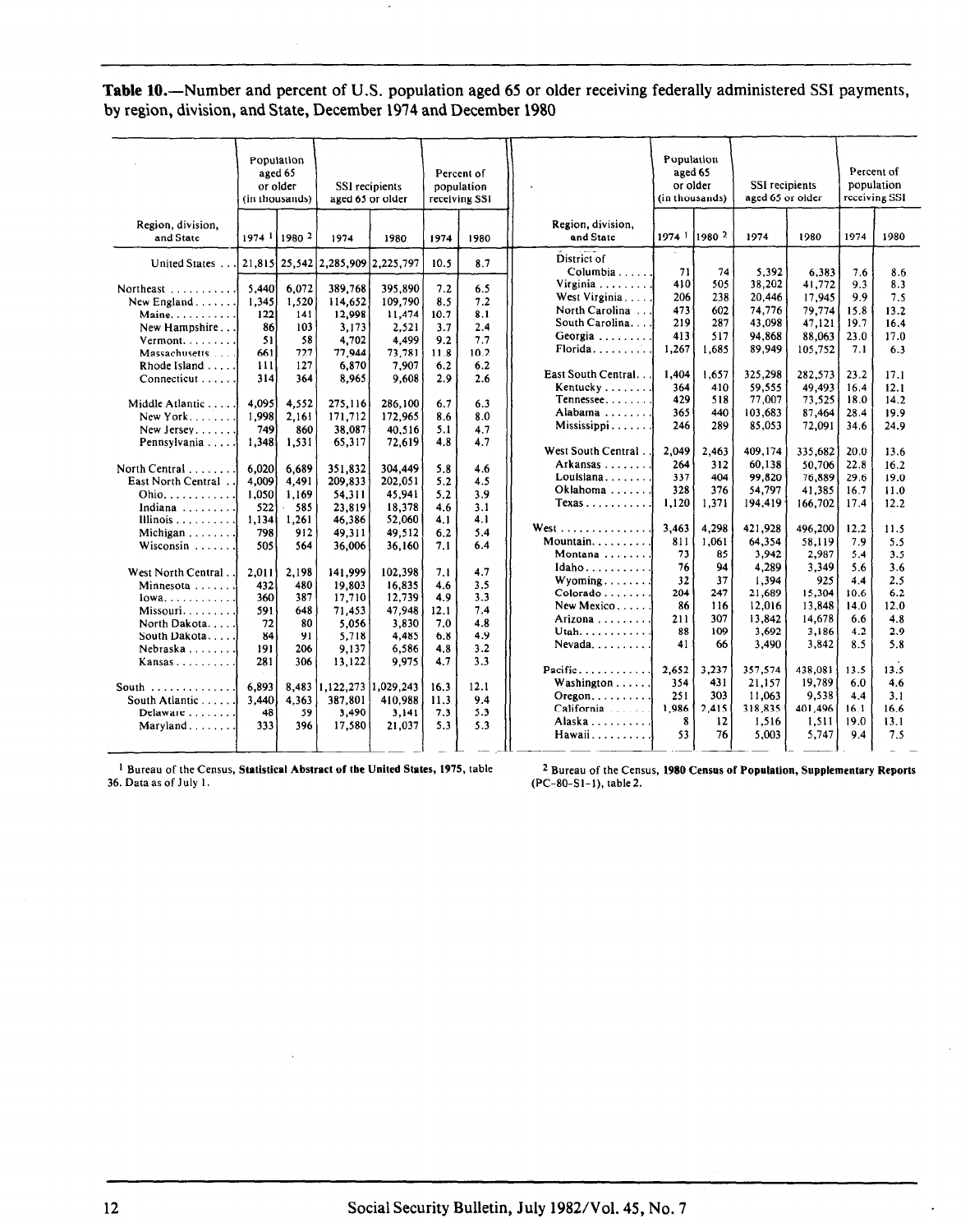**Table 10.**—Number and percent of U.S. population aged 65 or older receiving federally administered SSI payments, by region, division, and State, December 1974 and December 1980

| Region, division, and State | Population aged 65 or older (in thousands) | | SSI recipients aged 65 or older | | Percent of population receiving SSI | |
|---|---|---|---|---|---|---|
| | 1974 [1] | 1980 [2] | 1974 | 1980 | 1974 | 1980 |
| United States | 21,815 | 25,542 | 2,285,909 | 2,225,797 | 10.5 | 8.7 |
| Northeast | 5,440 | 6,072 | 389,768 | 395,890 | 7.2 | 6.5 |
| New England | 1,345 | 1,520 | 114,652 | 109,790 | 8.5 | 7.2 |
| Maine | 122 | 141 | 12,998 | 11,474 | 10.7 | 8.1 |
| New Hampshire | 86 | 103 | 3,173 | 2,521 | 3.7 | 2.4 |
| Vermont | 51 | 58 | 4,702 | 4,499 | 9.2 | 7.7 |
| Massachusetts | 661 | 727 | 77,944 | 73,781 | 11.8 | 10.2 |
| Rhode Island | 111 | 127 | 6,870 | 7,907 | 6.2 | 6.2 |
| Connecticut | 314 | 364 | 8,965 | 9,608 | 2.9 | 2.6 |
| Middle Atlantic | 4,095 | 4,552 | 275,116 | 286,100 | 6.7 | 6.3 |
| New York | 1,998 | 2,161 | 171,712 | 172,965 | 8.6 | 8.0 |
| New Jersey | 749 | 860 | 38,087 | 40,516 | 5.1 | 4.7 |
| Pennsylvania | 1,348 | 1,531 | 65,317 | 72,619 | 4.8 | 4.7 |
| North Central | 6,020 | 6,689 | 351,832 | 304,449 | 5.8 | 4.6 |
| East North Central | 4,009 | 4,491 | 209,833 | 202,051 | 5.2 | 4.5 |
| Ohio | 1,050 | 1,169 | 54,311 | 45,941 | 5.2 | 3.9 |
| Indiana | 522 | 585 | 23,819 | 18,378 | 4.6 | 3.1 |
| Illinois | 1,134 | 1,261 | 46,386 | 52,060 | 4.1 | 4.1 |
| Michigan | 798 | 912 | 49,311 | 49,512 | 6.2 | 5.4 |
| Wisconsin | 505 | 564 | 36,006 | 36,160 | 7.1 | 6.4 |
| West North Central | 2,011 | 2,198 | 141,999 | 102,398 | 7.1 | 4.7 |
| Minnesota | 432 | 480 | 19,803 | 16,835 | 4.6 | 3.5 |
| Iowa | 360 | 387 | 17,710 | 12,739 | 4.9 | 3.3 |
| Missouri | 591 | 648 | 71,453 | 47,948 | 12.1 | 7.4 |
| North Dakota | 72 | 80 | 5,056 | 3,830 | 7.0 | 4.8 |
| South Dakota | 84 | 91 | 5,718 | 4,485 | 6.8 | 4.9 |
| Nebraska | 191 | 206 | 9,137 | 6,586 | 4.8 | 3.2 |
| Kansas | 281 | 306 | 13,122 | 9,975 | 4.7 | 3.3 |
| South | 6,893 | 8,483 | 1,122,273 | 1,029,243 | 16.3 | 12.1 |
| South Atlantic | 3,440 | 4,363 | 387,801 | 410,988 | 11.3 | 9.4 |
| Delaware | 48 | 59 | 3,490 | 3,141 | 7.3 | 5.3 |
| Maryland | 333 | 396 | 17,580 | 21,037 | 5.3 | 5.3 |
| District of Columbia | 71 | 74 | 5,392 | 6,383 | 7.6 | 8.6 |
| Virginia | 410 | 505 | 38,202 | 41,772 | 9.3 | 8.3 |
| West Virginia | 206 | 238 | 20,446 | 17,945 | 9.9 | 7.5 |
| North Carolina | 473 | 602 | 74,776 | 79,774 | 15.8 | 13.2 |
| South Carolina | 219 | 287 | 43,098 | 47,121 | 19.7 | 16.4 |
| Georgia | 413 | 517 | 94,868 | 88,063 | 23.0 | 17.0 |
| Florida | 1,267 | 1,685 | 89,949 | 105,752 | 7.1 | 6.3 |
| East South Central | 1,404 | 1,657 | 325,298 | 282,573 | 23.2 | 17.1 |
| Kentucky | 364 | 410 | 59,555 | 49,493 | 16.4 | 12.1 |
| Tennessee | 429 | 518 | 77,007 | 73,525 | 18.0 | 14.2 |
| Alabama | 365 | 440 | 103,683 | 87,464 | 28.4 | 19.9 |
| Mississippi | 246 | 289 | 85,053 | 72,091 | 34.6 | 24.9 |
| West South Central | 2,049 | 2,463 | 409,174 | 335,682 | 20.0 | 13.6 |
| Arkansas | 264 | 312 | 60,138 | 50,706 | 22.8 | 16.2 |
| Louisiana | 337 | 404 | 99,820 | 76,889 | 29.6 | 19.0 |
| Oklahoma | 328 | 376 | 54,797 | 41,385 | 16.7 | 11.0 |
| Texas | 1,120 | 1,371 | 194,419 | 166,702 | 17.4 | 12.2 |
| West | 3,463 | 4,298 | 421,928 | 496,200 | 12.2 | 11.5 |
| Mountain | 811 | 1,061 | 64,354 | 58,119 | 7.9 | 5.5 |
| Montana | 73 | 85 | 3,942 | 2,987 | 5.4 | 3.5 |
| Idaho | 76 | 94 | 4,289 | 3,349 | 5.6 | 3.6 |
| Wyoming | 32 | 37 | 1,394 | 925 | 4.4 | 2.5 |
| Colorado | 204 | 247 | 21,689 | 15,304 | 10.6 | 6.2 |
| New Mexico | 86 | 116 | 12,016 | 13,848 | 14.0 | 12.0 |
| Arizona | 211 | 307 | 13,842 | 14,678 | 6.6 | 4.8 |
| Utah | 88 | 109 | 3,692 | 3,186 | 4.2 | 2.9 |
| Nevada | 41 | 66 | 3,490 | 3,842 | 8.5 | 5.8 |
| Pacific | 2,652 | 3,237 | 357,574 | 438,081 | 13.5 | 13.5 |
| Washington | 354 | 431 | 21,157 | 19,789 | 6.0 | 4.6 |
| Oregon | 251 | 303 | 11,063 | 9,538 | 4.4 | 3.1 |
| California | 1,986 | 2,415 | 318,835 | 401,496 | 16.1 | 16.6 |
| Alaska | 8 | 12 | 1,516 | 1,511 | 19.0 | 13.1 |
| Hawaii | 53 | 76 | 5,003 | 5,747 | 9.4 | 7.5 |

[1] Bureau of the Census, **Statistical Abstract of the United States, 1975**, table 36. Data as of July 1.

[2] Bureau of the Census, **1980 Census of Population, Supplementary Reports** (PC-80-S1-1), table 2.